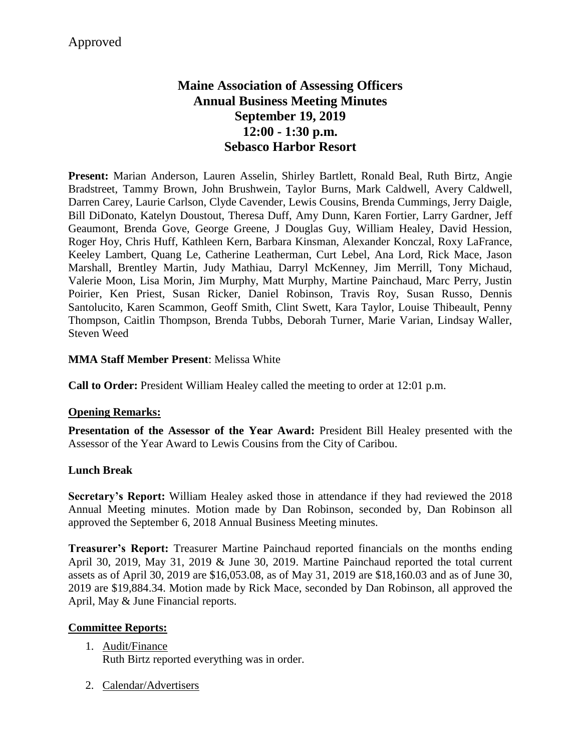Approved

# Maine Association of Assessing Officers
# Annual Business Meeting Minutes
# September 19, 2019
# 12:00 - 1:30 p.m.
# Sebasco Harbor Resort

**Present:** Marian Anderson, Lauren Asselin, Shirley Bartlett, Ronald Beal, Ruth Birtz, Angie Bradstreet, Tammy Brown, John Brushwein, Taylor Burns, Mark Caldwell, Avery Caldwell, Darren Carey, Laurie Carlson, Clyde Cavender, Lewis Cousins, Brenda Cummings, Jerry Daigle, Bill DiDonato, Katelyn Doustout, Theresa Duff, Amy Dunn, Karen Fortier, Larry Gardner, Jeff Geaumont, Brenda Gove, George Greene, J Douglas Guy, William Healey, David Hession, Roger Hoy, Chris Huff, Kathleen Kern, Barbara Kinsman, Alexander Konczal, Roxy LaFrance, Keeley Lambert, Quang Le, Catherine Leatherman, Curt Lebel, Ana Lord, Rick Mace, Jason Marshall, Brentley Martin, Judy Mathiau, Darryl McKenney, Jim Merrill, Tony Michaud, Valerie Moon, Lisa Morin, Jim Murphy, Matt Murphy, Martine Painchaud, Marc Perry, Justin Poirier, Ken Priest, Susan Ricker, Daniel Robinson, Travis Roy, Susan Russo, Dennis Santolucito, Karen Scammon, Geoff Smith, Clint Swett, Kara Taylor, Louise Thibeault, Penny Thompson, Caitlin Thompson, Brenda Tubbs, Deborah Turner, Marie Varian, Lindsay Waller, Steven Weed

**MMA Staff Member Present**: Melissa White

**Call to Order:** President William Healey called the meeting to order at 12:01 p.m.

**Opening Remarks:**

**Presentation of the Assessor of the Year Award:** President Bill Healey presented with the Assessor of the Year Award to Lewis Cousins from the City of Caribou.

**Lunch Break**

**Secretary's Report:** William Healey asked those in attendance if they had reviewed the 2018 Annual Meeting minutes. Motion made by Dan Robinson, seconded by, Dan Robinson all approved the September 6, 2018 Annual Business Meeting minutes.

**Treasurer's Report:** Treasurer Martine Painchaud reported financials on the months ending April 30, 2019, May 31, 2019 & June 30, 2019. Martine Painchaud reported the total current assets as of April 30, 2019 are $16,053.08, as of May 31, 2019 are $18,160.03 and as of June 30, 2019 are $19,884.34. Motion made by Rick Mace, seconded by Dan Robinson, all approved the April, May & June Financial reports.

**Committee Reports:**

1. Audit/Finance
   Ruth Birtz reported everything was in order.

2. Calendar/Advertisers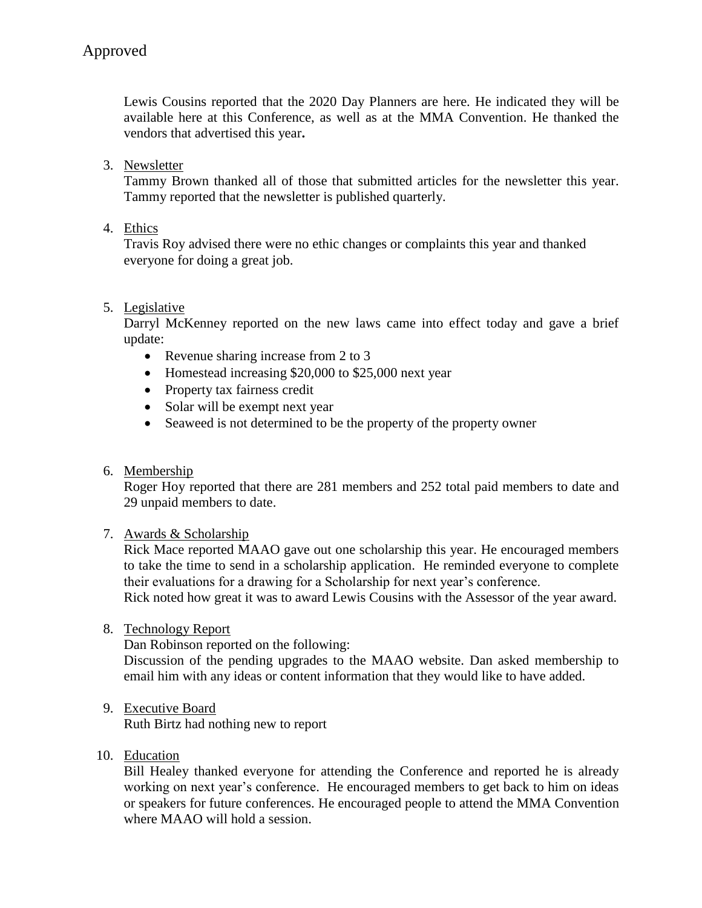Approved

Lewis Cousins reported that the 2020 Day Planners are here. He indicated they will be available here at this Conference, as well as at the MMA Convention. He thanked the vendors that advertised this year**.**

3. Newsletter
   Tammy Brown thanked all of those that submitted articles for the newsletter this year. Tammy reported that the newsletter is published quarterly.

4. Ethics
   Travis Roy advised there were no ethic changes or complaints this year and thanked everyone for doing a great job.

5. Legislative
   Darryl McKenney reported on the new laws came into effect today and gave a brief update:
   - Revenue sharing increase from 2 to 3
   - Homestead increasing $20,000 to $25,000 next year
   - Property tax fairness credit
   - Solar will be exempt next year
   - Seaweed is not determined to be the property of the property owner

6. Membership
   Roger Hoy reported that there are 281 members and 252 total paid members to date and 29 unpaid members to date.

7. Awards & Scholarship
   Rick Mace reported MAAO gave out one scholarship this year. He encouraged members to take the time to send in a scholarship application. He reminded everyone to complete their evaluations for a drawing for a Scholarship for next year's conference.
   Rick noted how great it was to award Lewis Cousins with the Assessor of the year award.

8. Technology Report
   Dan Robinson reported on the following:
   Discussion of the pending upgrades to the MAAO website. Dan asked membership to email him with any ideas or content information that they would like to have added.

9. Executive Board
   Ruth Birtz had nothing new to report

10. Education
    Bill Healey thanked everyone for attending the Conference and reported he is already working on next year's conference. He encouraged members to get back to him on ideas or speakers for future conferences. He encouraged people to attend the MMA Convention where MAAO will hold a session.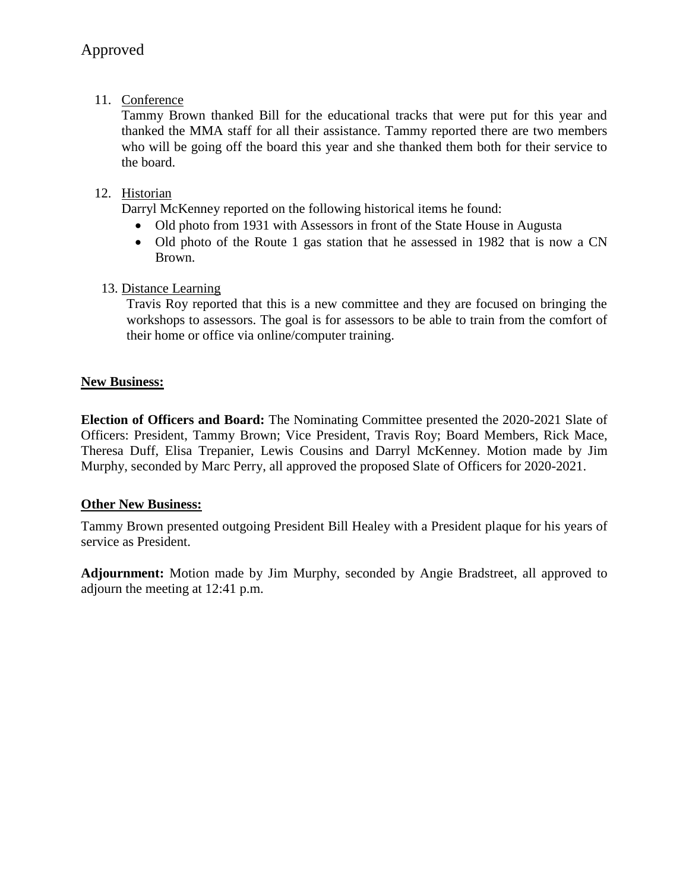Approved

11. Conference

    Tammy Brown thanked Bill for the educational tracks that were put for this year and thanked the MMA staff for all their assistance. Tammy reported there are two members who will be going off the board this year and she thanked them both for their service to the board.

12. Historian

    Darryl McKenney reported on the following historical items he found:
    - Old photo from 1931 with Assessors in front of the State House in Augusta
    - Old photo of the Route 1 gas station that he assessed in 1982 that is now a CN Brown.

13. Distance Learning

    Travis Roy reported that this is a new committee and they are focused on bringing the workshops to assessors. The goal is for assessors to be able to train from the comfort of their home or office via online/computer training.

**New Business:**

**Election of Officers and Board:** The Nominating Committee presented the 2020-2021 Slate of Officers: President, Tammy Brown; Vice President, Travis Roy; Board Members, Rick Mace, Theresa Duff, Elisa Trepanier, Lewis Cousins and Darryl McKenney. Motion made by Jim Murphy, seconded by Marc Perry, all approved the proposed Slate of Officers for 2020-2021.

**Other New Business:**

Tammy Brown presented outgoing President Bill Healey with a President plaque for his years of service as President.

**Adjournment:** Motion made by Jim Murphy, seconded by Angie Bradstreet, all approved to adjourn the meeting at 12:41 p.m.